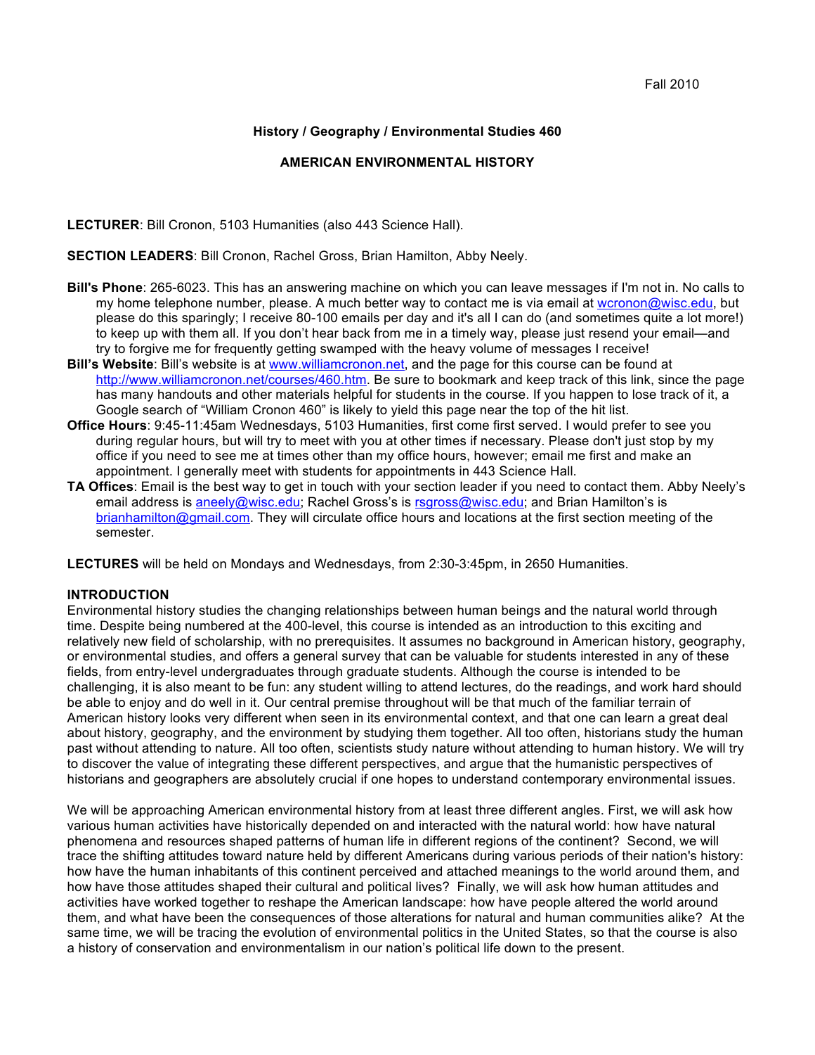Fall 2010

**History / Geography / Environmental Studies 460**

**AMERICAN ENVIRONMENTAL HISTORY**

**LECTURER**: Bill Cronon, 5103 Humanities (also 443 Science Hall).

**SECTION LEADERS**: Bill Cronon, Rachel Gross, Brian Hamilton, Abby Neely.

**Bill's Phone**: 265-6023. This has an answering machine on which you can leave messages if I'm not in. No calls to my home telephone number, please. A much better way to contact me is via email at wcronon@wisc.edu, but please do this sparingly; I receive 80-100 emails per day and it's all I can do (and sometimes quite a lot more!) to keep up with them all. If you don't hear back from me in a timely way, please just resend your email—and try to forgive me for frequently getting swamped with the heavy volume of messages I receive!

**Bill's Website**: Bill's website is at www.williamcronon.net, and the page for this course can be found at http://www.williamcronon.net/courses/460.htm. Be sure to bookmark and keep track of this link, since the page has many handouts and other materials helpful for students in the course. If you happen to lose track of it, a Google search of "William Cronon 460" is likely to yield this page near the top of the hit list.

**Office Hours**: 9:45-11:45am Wednesdays, 5103 Humanities, first come first served. I would prefer to see you during regular hours, but will try to meet with you at other times if necessary. Please don't just stop by my office if you need to see me at times other than my office hours, however; email me first and make an appointment. I generally meet with students for appointments in 443 Science Hall.

**TA Offices**: Email is the best way to get in touch with your section leader if you need to contact them. Abby Neely's email address is aneely@wisc.edu; Rachel Gross's is rsgross@wisc.edu; and Brian Hamilton's is brianhamilton@gmail.com. They will circulate office hours and locations at the first section meeting of the semester.

**LECTURES** will be held on Mondays and Wednesdays, from 2:30-3:45pm, in 2650 Humanities.

## INTRODUCTION

Environmental history studies the changing relationships between human beings and the natural world through time. Despite being numbered at the 400-level, this course is intended as an introduction to this exciting and relatively new field of scholarship, with no prerequisites. It assumes no background in American history, geography, or environmental studies, and offers a general survey that can be valuable for students interested in any of these fields, from entry-level undergraduates through graduate students. Although the course is intended to be challenging, it is also meant to be fun: any student willing to attend lectures, do the readings, and work hard should be able to enjoy and do well in it. Our central premise throughout will be that much of the familiar terrain of American history looks very different when seen in its environmental context, and that one can learn a great deal about history, geography, and the environment by studying them together. All too often, historians study the human past without attending to nature. All too often, scientists study nature without attending to human history. We will try to discover the value of integrating these different perspectives, and argue that the humanistic perspectives of historians and geographers are absolutely crucial if one hopes to understand contemporary environmental issues.

We will be approaching American environmental history from at least three different angles. First, we will ask how various human activities have historically depended on and interacted with the natural world: how have natural phenomena and resources shaped patterns of human life in different regions of the continent? Second, we will trace the shifting attitudes toward nature held by different Americans during various periods of their nation's history: how have the human inhabitants of this continent perceived and attached meanings to the world around them, and how have those attitudes shaped their cultural and political lives? Finally, we will ask how human attitudes and activities have worked together to reshape the American landscape: how have people altered the world around them, and what have been the consequences of those alterations for natural and human communities alike? At the same time, we will be tracing the evolution of environmental politics in the United States, so that the course is also a history of conservation and environmentalism in our nation's political life down to the present.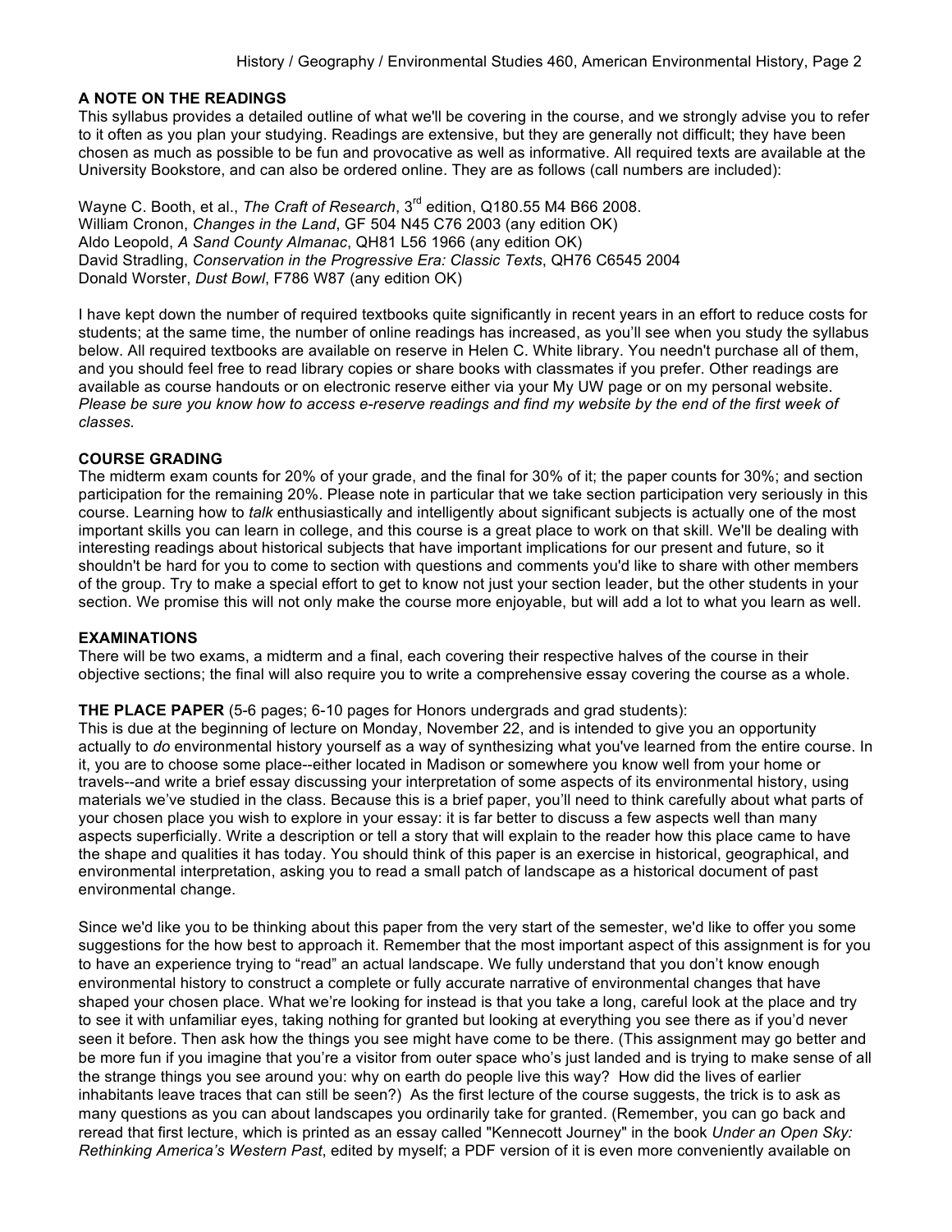## A NOTE ON THE READINGS

This syllabus provides a detailed outline of what we'll be covering in the course, and we strongly advise you to refer to it often as you plan your studying. Readings are extensive, but they are generally not difficult; they have been chosen as much as possible to be fun and provocative as well as informative. All required texts are available at the University Bookstore, and can also be ordered online. They are as follows (call numbers are included):

Wayne C. Booth, et al., *The Craft of Research*, 3rd edition, Q180.55 M4 B66 2008.
William Cronon, *Changes in the Land*, GF 504 N45 C76 2003 (any edition OK)
Aldo Leopold, *A Sand County Almanac*, QH81 L56 1966 (any edition OK)
David Stradling, *Conservation in the Progressive Era: Classic Texts*, QH76 C6545 2004
Donald Worster, *Dust Bowl*, F786 W87 (any edition OK)

I have kept down the number of required textbooks quite significantly in recent years in an effort to reduce costs for students; at the same time, the number of online readings has increased, as you'll see when you study the syllabus below. All required textbooks are available on reserve in Helen C. White library. You needn't purchase all of them, and you should feel free to read library copies or share books with classmates if you prefer. Other readings are available as course handouts or on electronic reserve either via your My UW page or on my personal website. *Please be sure you know how to access e-reserve readings and find my website by the end of the first week of classes.*

## COURSE GRADING

The midterm exam counts for 20% of your grade, and the final for 30% of it; the paper counts for 30%; and section participation for the remaining 20%. Please note in particular that we take section participation very seriously in this course. Learning how to *talk* enthusiastically and intelligently about significant subjects is actually one of the most important skills you can learn in college, and this course is a great place to work on that skill. We'll be dealing with interesting readings about historical subjects that have important implications for our present and future, so it shouldn't be hard for you to come to section with questions and comments you'd like to share with other members of the group. Try to make a special effort to get to know not just your section leader, but the other students in your section. We promise this will not only make the course more enjoyable, but will add a lot to what you learn as well.

## EXAMINATIONS

There will be two exams, a midterm and a final, each covering their respective halves of the course in their objective sections; the final will also require you to write a comprehensive essay covering the course as a whole.

**THE PLACE PAPER** (5-6 pages; 6-10 pages for Honors undergrads and grad students):
This is due at the beginning of lecture on Monday, November 22, and is intended to give you an opportunity actually to *do* environmental history yourself as a way of synthesizing what you've learned from the entire course. In it, you are to choose some place--either located in Madison or somewhere you know well from your home or travels--and write a brief essay discussing your interpretation of some aspects of its environmental history, using materials we've studied in the class. Because this is a brief paper, you'll need to think carefully about what parts of your chosen place you wish to explore in your essay: it is far better to discuss a few aspects well than many aspects superficially. Write a description or tell a story that will explain to the reader how this place came to have the shape and qualities it has today. You should think of this paper is an exercise in historical, geographical, and environmental interpretation, asking you to read a small patch of landscape as a historical document of past environmental change.

Since we'd like you to be thinking about this paper from the very start of the semester, we'd like to offer you some suggestions for the how best to approach it. Remember that the most important aspect of this assignment is for you to have an experience trying to "read" an actual landscape. We fully understand that you don't know enough environmental history to construct a complete or fully accurate narrative of environmental changes that have shaped your chosen place. What we're looking for instead is that you take a long, careful look at the place and try to see it with unfamiliar eyes, taking nothing for granted but looking at everything you see there as if you'd never seen it before. Then ask how the things you see might have come to be there. (This assignment may go better and be more fun if you imagine that you're a visitor from outer space who's just landed and is trying to make sense of all the strange things you see around you: why on earth do people live this way? How did the lives of earlier inhabitants leave traces that can still be seen?) As the first lecture of the course suggests, the trick is to ask as many questions as you can about landscapes you ordinarily take for granted. (Remember, you can go back and reread that first lecture, which is printed as an essay called "Kennecott Journey" in the book *Under an Open Sky: Rethinking America's Western Past*, edited by myself; a PDF version of it is even more conveniently available on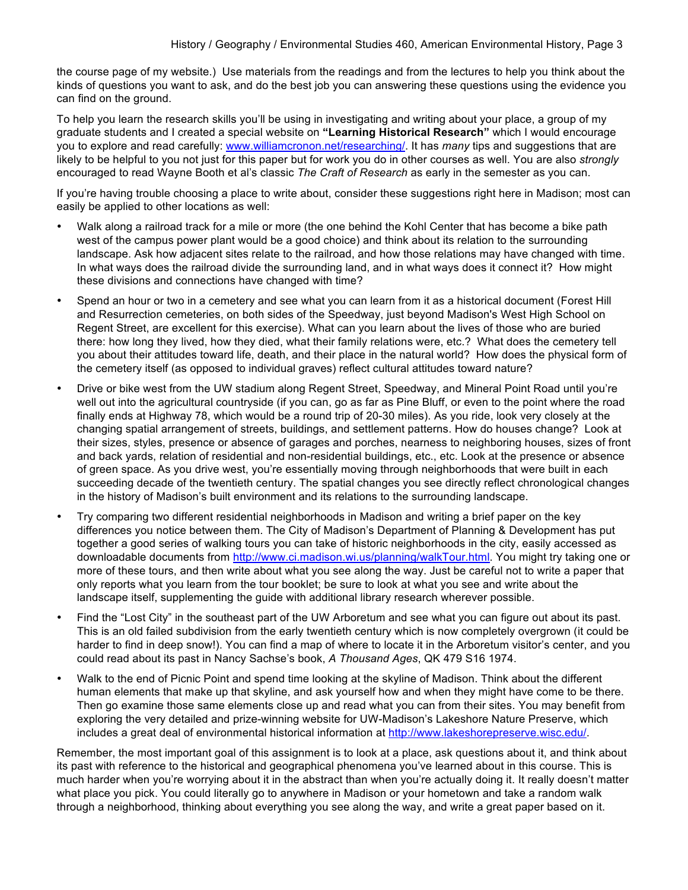the course page of my website.) Use materials from the readings and from the lectures to help you think about the kinds of questions you want to ask, and do the best job you can answering these questions using the evidence you can find on the ground.

To help you learn the research skills you'll be using in investigating and writing about your place, a group of my graduate students and I created a special website on **"Learning Historical Research"** which I would encourage you to explore and read carefully: [www.williamcronon.net/researching/](www.williamcronon.net/researching/). It has *many* tips and suggestions that are likely to be helpful to you not just for this paper but for work you do in other courses as well. You are also *strongly* encouraged to read Wayne Booth et al's classic *The Craft of Research* as early in the semester as you can.

If you're having trouble choosing a place to write about, consider these suggestions right here in Madison; most can easily be applied to other locations as well:

- Walk along a railroad track for a mile or more (the one behind the Kohl Center that has become a bike path west of the campus power plant would be a good choice) and think about its relation to the surrounding landscape. Ask how adjacent sites relate to the railroad, and how those relations may have changed with time. In what ways does the railroad divide the surrounding land, and in what ways does it connect it? How might these divisions and connections have changed with time?
- Spend an hour or two in a cemetery and see what you can learn from it as a historical document (Forest Hill and Resurrection cemeteries, on both sides of the Speedway, just beyond Madison's West High School on Regent Street, are excellent for this exercise). What can you learn about the lives of those who are buried there: how long they lived, how they died, what their family relations were, etc.? What does the cemetery tell you about their attitudes toward life, death, and their place in the natural world? How does the physical form of the cemetery itself (as opposed to individual graves) reflect cultural attitudes toward nature?
- Drive or bike west from the UW stadium along Regent Street, Speedway, and Mineral Point Road until you're well out into the agricultural countryside (if you can, go as far as Pine Bluff, or even to the point where the road finally ends at Highway 78, which would be a round trip of 20-30 miles). As you ride, look very closely at the changing spatial arrangement of streets, buildings, and settlement patterns. How do houses change? Look at their sizes, styles, presence or absence of garages and porches, nearness to neighboring houses, sizes of front and back yards, relation of residential and non-residential buildings, etc., etc. Look at the presence or absence of green space. As you drive west, you're essentially moving through neighborhoods that were built in each succeeding decade of the twentieth century. The spatial changes you see directly reflect chronological changes in the history of Madison's built environment and its relations to the surrounding landscape.
- Try comparing two different residential neighborhoods in Madison and writing a brief paper on the key differences you notice between them. The City of Madison's Department of Planning & Development has put together a good series of walking tours you can take of historic neighborhoods in the city, easily accessed as downloadable documents from [http://www.ci.madison.wi.us/planning/walkTour.html](http://www.ci.madison.wi.us/planning/walkTour.html). You might try taking one or more of these tours, and then write about what you see along the way. Just be careful not to write a paper that only reports what you learn from the tour booklet; be sure to look at what you see and write about the landscape itself, supplementing the guide with additional library research wherever possible.
- Find the "Lost City" in the southeast part of the UW Arboretum and see what you can figure out about its past. This is an old failed subdivision from the early twentieth century which is now completely overgrown (it could be harder to find in deep snow!). You can find a map of where to locate it in the Arboretum visitor's center, and you could read about its past in Nancy Sachse's book, *A Thousand Ages*, QK 479 S16 1974.
- Walk to the end of Picnic Point and spend time looking at the skyline of Madison. Think about the different human elements that make up that skyline, and ask yourself how and when they might have come to be there. Then go examine those same elements close up and read what you can from their sites. You may benefit from exploring the very detailed and prize-winning website for UW-Madison's Lakeshore Nature Preserve, which includes a great deal of environmental historical information at [http://www.lakeshorepreserve.wisc.edu/](http://www.lakeshorepreserve.wisc.edu/).

Remember, the most important goal of this assignment is to look at a place, ask questions about it, and think about its past with reference to the historical and geographical phenomena you've learned about in this course. This is much harder when you're worrying about it in the abstract than when you're actually doing it. It really doesn't matter what place you pick. You could literally go to anywhere in Madison or your hometown and take a random walk through a neighborhood, thinking about everything you see along the way, and write a great paper based on it.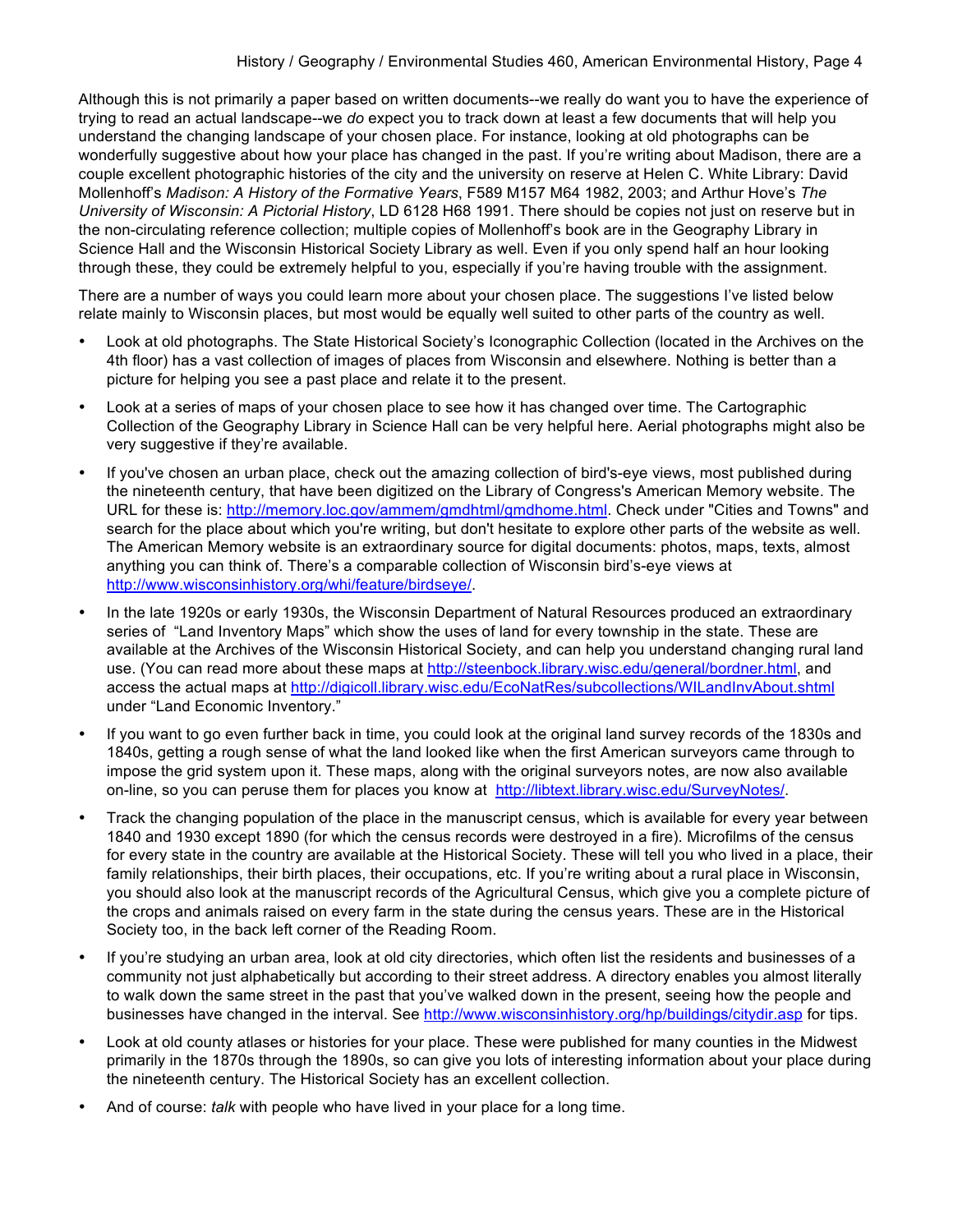Although this is not primarily a paper based on written documents--we really do want you to have the experience of trying to read an actual landscape--we *do* expect you to track down at least a few documents that will help you understand the changing landscape of your chosen place. For instance, looking at old photographs can be wonderfully suggestive about how your place has changed in the past. If you're writing about Madison, there are a couple excellent photographic histories of the city and the university on reserve at Helen C. White Library: David Mollenhoff's *Madison: A History of the Formative Years*, F589 M157 M64 1982, 2003; and Arthur Hove's *The University of Wisconsin: A Pictorial History*, LD 6128 H68 1991. There should be copies not just on reserve but in the non-circulating reference collection; multiple copies of Mollenhoff's book are in the Geography Library in Science Hall and the Wisconsin Historical Society Library as well. Even if you only spend half an hour looking through these, they could be extremely helpful to you, especially if you're having trouble with the assignment.

There are a number of ways you could learn more about your chosen place. The suggestions I've listed below relate mainly to Wisconsin places, but most would be equally well suited to other parts of the country as well.

- Look at old photographs. The State Historical Society's Iconographic Collection (located in the Archives on the 4th floor) has a vast collection of images of places from Wisconsin and elsewhere. Nothing is better than a picture for helping you see a past place and relate it to the present.
- Look at a series of maps of your chosen place to see how it has changed over time. The Cartographic Collection of the Geography Library in Science Hall can be very helpful here. Aerial photographs might also be very suggestive if they're available.
- If you've chosen an urban place, check out the amazing collection of bird's-eye views, most published during the nineteenth century, that have been digitized on the Library of Congress's American Memory website. The URL for these is: http://memory.loc.gov/ammem/gmdhtml/gmdhome.html. Check under "Cities and Towns" and search for the place about which you're writing, but don't hesitate to explore other parts of the website as well. The American Memory website is an extraordinary source for digital documents: photos, maps, texts, almost anything you can think of. There's a comparable collection of Wisconsin bird's-eye views at http://www.wisconsinhistory.org/whi/feature/birdseye/.
- In the late 1920s or early 1930s, the Wisconsin Department of Natural Resources produced an extraordinary series of "Land Inventory Maps" which show the uses of land for every township in the state. These are available at the Archives of the Wisconsin Historical Society, and can help you understand changing rural land use. (You can read more about these maps at http://steenbock.library.wisc.edu/general/bordner.html, and access the actual maps at http://digicoll.library.wisc.edu/EcoNatRes/subcollections/WILandInvAbout.shtml under "Land Economic Inventory."
- If you want to go even further back in time, you could look at the original land survey records of the 1830s and 1840s, getting a rough sense of what the land looked like when the first American surveyors came through to impose the grid system upon it. These maps, along with the original surveyors notes, are now also available on-line, so you can peruse them for places you know at http://libtext.library.wisc.edu/SurveyNotes/.
- Track the changing population of the place in the manuscript census, which is available for every year between 1840 and 1930 except 1890 (for which the census records were destroyed in a fire). Microfilms of the census for every state in the country are available at the Historical Society. These will tell you who lived in a place, their family relationships, their birth places, their occupations, etc. If you're writing about a rural place in Wisconsin, you should also look at the manuscript records of the Agricultural Census, which give you a complete picture of the crops and animals raised on every farm in the state during the census years. These are in the Historical Society too, in the back left corner of the Reading Room.
- If you're studying an urban area, look at old city directories, which often list the residents and businesses of a community not just alphabetically but according to their street address. A directory enables you almost literally to walk down the same street in the past that you've walked down in the present, seeing how the people and businesses have changed in the interval. See http://www.wisconsinhistory.org/hp/buildings/citydir.asp for tips.
- Look at old county atlases or histories for your place. These were published for many counties in the Midwest primarily in the 1870s through the 1890s, so can give you lots of interesting information about your place during the nineteenth century. The Historical Society has an excellent collection.
- And of course: *talk* with people who have lived in your place for a long time.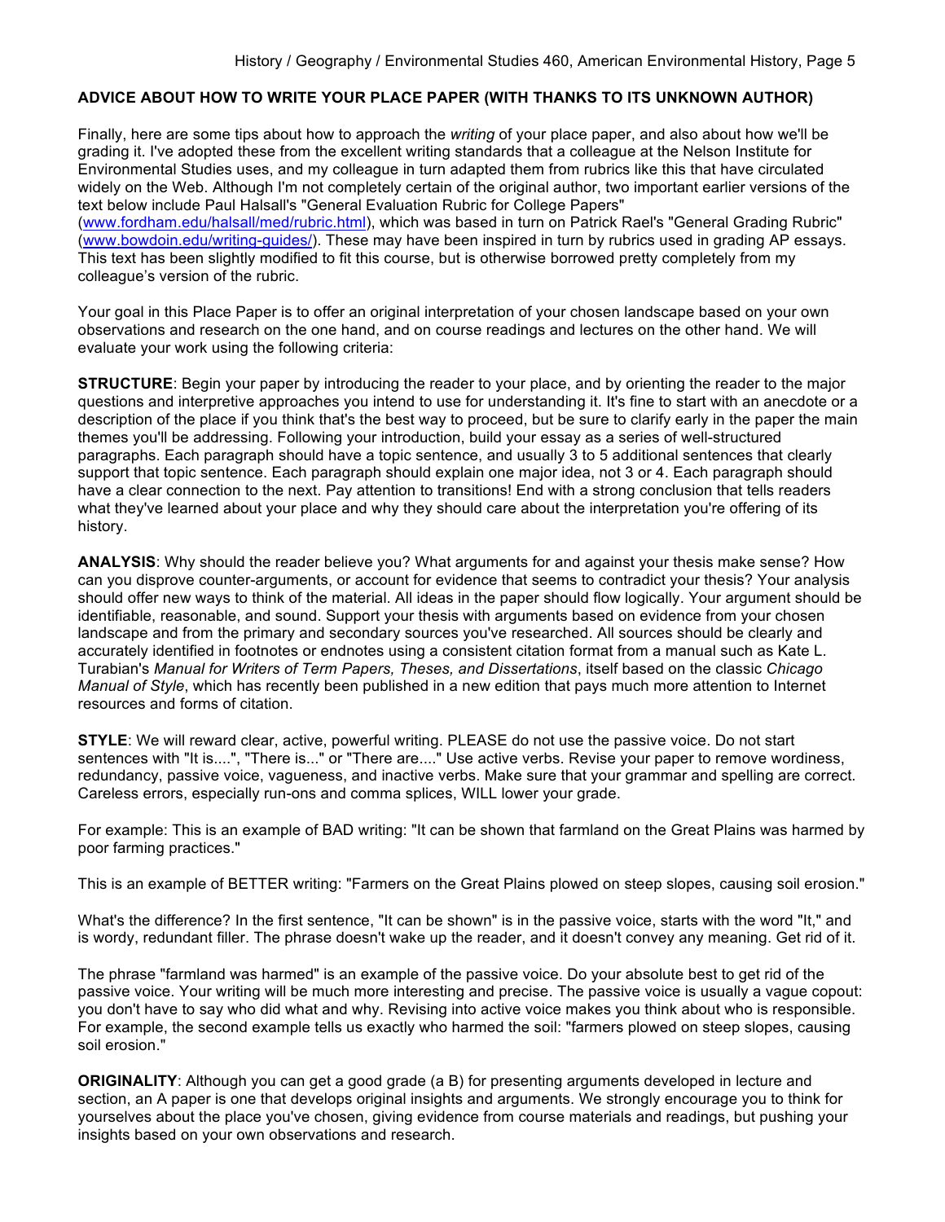## ADVICE ABOUT HOW TO WRITE YOUR PLACE PAPER (WITH THANKS TO ITS UNKNOWN AUTHOR)

Finally, here are some tips about how to approach the *writing* of your place paper, and also about how we'll be grading it. I've adopted these from the excellent writing standards that a colleague at the Nelson Institute for Environmental Studies uses, and my colleague in turn adapted them from rubrics like this that have circulated widely on the Web. Although I'm not completely certain of the original author, two important earlier versions of the text below include Paul Halsall's "General Evaluation Rubric for College Papers" (www.fordham.edu/halsall/med/rubric.html), which was based in turn on Patrick Rael's "General Grading Rubric" (www.bowdoin.edu/writing-guides/). These may have been inspired in turn by rubrics used in grading AP essays. This text has been slightly modified to fit this course, but is otherwise borrowed pretty completely from my colleague's version of the rubric.

Your goal in this Place Paper is to offer an original interpretation of your chosen landscape based on your own observations and research on the one hand, and on course readings and lectures on the other hand. We will evaluate your work using the following criteria:

**STRUCTURE**: Begin your paper by introducing the reader to your place, and by orienting the reader to the major questions and interpretive approaches you intend to use for understanding it. It's fine to start with an anecdote or a description of the place if you think that's the best way to proceed, but be sure to clarify early in the paper the main themes you'll be addressing. Following your introduction, build your essay as a series of well-structured paragraphs. Each paragraph should have a topic sentence, and usually 3 to 5 additional sentences that clearly support that topic sentence. Each paragraph should explain one major idea, not 3 or 4. Each paragraph should have a clear connection to the next. Pay attention to transitions! End with a strong conclusion that tells readers what they've learned about your place and why they should care about the interpretation you're offering of its history.

**ANALYSIS**: Why should the reader believe you? What arguments for and against your thesis make sense? How can you disprove counter-arguments, or account for evidence that seems to contradict your thesis? Your analysis should offer new ways to think of the material. All ideas in the paper should flow logically. Your argument should be identifiable, reasonable, and sound. Support your thesis with arguments based on evidence from your chosen landscape and from the primary and secondary sources you've researched. All sources should be clearly and accurately identified in footnotes or endnotes using a consistent citation format from a manual such as Kate L. Turabian's *Manual for Writers of Term Papers, Theses, and Dissertations*, itself based on the classic *Chicago Manual of Style*, which has recently been published in a new edition that pays much more attention to Internet resources and forms of citation.

**STYLE**: We will reward clear, active, powerful writing. PLEASE do not use the passive voice. Do not start sentences with "It is....", "There is..." or "There are...." Use active verbs. Revise your paper to remove wordiness, redundancy, passive voice, vagueness, and inactive verbs. Make sure that your grammar and spelling are correct. Careless errors, especially run-ons and comma splices, WILL lower your grade.

For example: This is an example of BAD writing: "It can be shown that farmland on the Great Plains was harmed by poor farming practices."

This is an example of BETTER writing: "Farmers on the Great Plains plowed on steep slopes, causing soil erosion."

What's the difference? In the first sentence, "It can be shown" is in the passive voice, starts with the word "It," and is wordy, redundant filler. The phrase doesn't wake up the reader, and it doesn't convey any meaning. Get rid of it.

The phrase "farmland was harmed" is an example of the passive voice. Do your absolute best to get rid of the passive voice. Your writing will be much more interesting and precise. The passive voice is usually a vague copout: you don't have to say who did what and why. Revising into active voice makes you think about who is responsible. For example, the second example tells us exactly who harmed the soil: "farmers plowed on steep slopes, causing soil erosion."

**ORIGINALITY**: Although you can get a good grade (a B) for presenting arguments developed in lecture and section, an A paper is one that develops original insights and arguments. We strongly encourage you to think for yourselves about the place you've chosen, giving evidence from course materials and readings, but pushing your insights based on your own observations and research.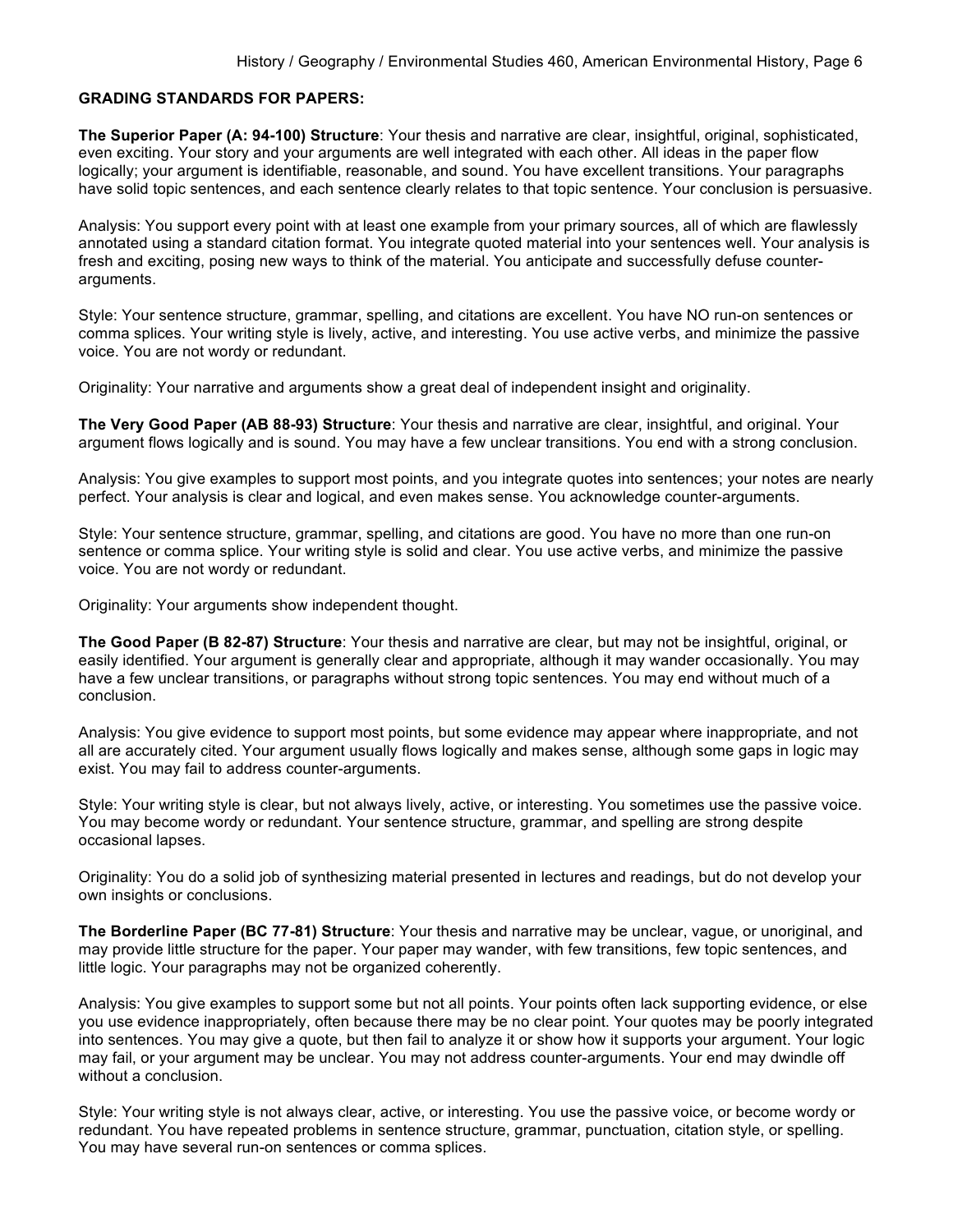**GRADING STANDARDS FOR PAPERS:**

**The Superior Paper (A: 94-100) Structure**: Your thesis and narrative are clear, insightful, original, sophisticated, even exciting. Your story and your arguments are well integrated with each other. All ideas in the paper flow logically; your argument is identifiable, reasonable, and sound. You have excellent transitions. Your paragraphs have solid topic sentences, and each sentence clearly relates to that topic sentence. Your conclusion is persuasive.

Analysis: You support every point with at least one example from your primary sources, all of which are flawlessly annotated using a standard citation format. You integrate quoted material into your sentences well. Your analysis is fresh and exciting, posing new ways to think of the material. You anticipate and successfully defuse counter-arguments.

Style: Your sentence structure, grammar, spelling, and citations are excellent. You have NO run-on sentences or comma splices. Your writing style is lively, active, and interesting. You use active verbs, and minimize the passive voice. You are not wordy or redundant.

Originality: Your narrative and arguments show a great deal of independent insight and originality.

**The Very Good Paper (AB 88-93) Structure**: Your thesis and narrative are clear, insightful, and original. Your argument flows logically and is sound. You may have a few unclear transitions. You end with a strong conclusion.

Analysis: You give examples to support most points, and you integrate quotes into sentences; your notes are nearly perfect. Your analysis is clear and logical, and even makes sense. You acknowledge counter-arguments.

Style: Your sentence structure, grammar, spelling, and citations are good. You have no more than one run-on sentence or comma splice. Your writing style is solid and clear. You use active verbs, and minimize the passive voice. You are not wordy or redundant.

Originality: Your arguments show independent thought.

**The Good Paper (B 82-87) Structure**: Your thesis and narrative are clear, but may not be insightful, original, or easily identified. Your argument is generally clear and appropriate, although it may wander occasionally. You may have a few unclear transitions, or paragraphs without strong topic sentences. You may end without much of a conclusion.

Analysis: You give evidence to support most points, but some evidence may appear where inappropriate, and not all are accurately cited. Your argument usually flows logically and makes sense, although some gaps in logic may exist. You may fail to address counter-arguments.

Style: Your writing style is clear, but not always lively, active, or interesting. You sometimes use the passive voice. You may become wordy or redundant. Your sentence structure, grammar, and spelling are strong despite occasional lapses.

Originality: You do a solid job of synthesizing material presented in lectures and readings, but do not develop your own insights or conclusions.

**The Borderline Paper (BC 77-81) Structure**: Your thesis and narrative may be unclear, vague, or unoriginal, and may provide little structure for the paper. Your paper may wander, with few transitions, few topic sentences, and little logic. Your paragraphs may not be organized coherently.

Analysis: You give examples to support some but not all points. Your points often lack supporting evidence, or else you use evidence inappropriately, often because there may be no clear point. Your quotes may be poorly integrated into sentences. You may give a quote, but then fail to analyze it or show how it supports your argument. Your logic may fail, or your argument may be unclear. You may not address counter-arguments. Your end may dwindle off without a conclusion.

Style: Your writing style is not always clear, active, or interesting. You use the passive voice, or become wordy or redundant. You have repeated problems in sentence structure, grammar, punctuation, citation style, or spelling. You may have several run-on sentences or comma splices.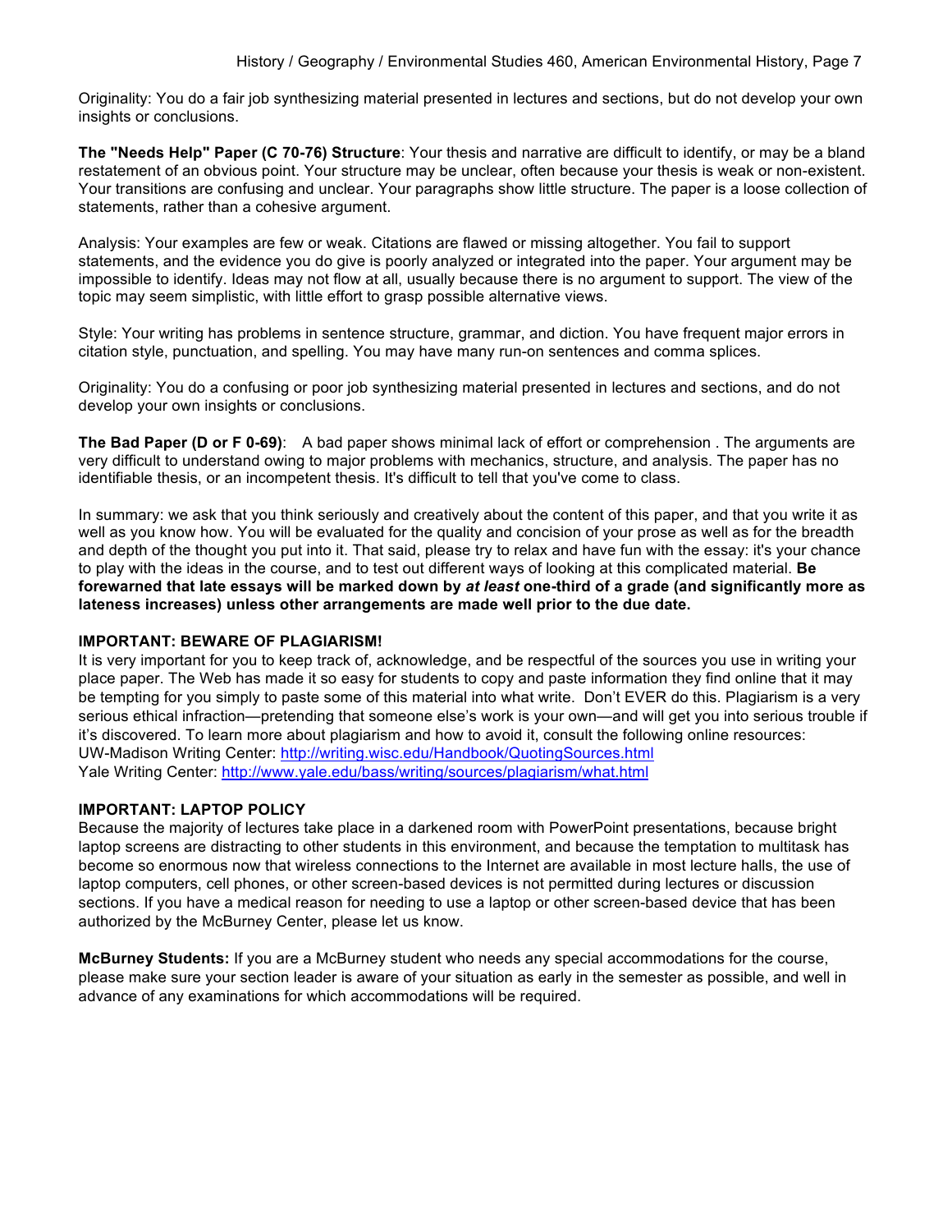Originality: You do a fair job synthesizing material presented in lectures and sections, but do not develop your own insights or conclusions.

**The "Needs Help" Paper (C 70-76) Structure**: Your thesis and narrative are difficult to identify, or may be a bland restatement of an obvious point. Your structure may be unclear, often because your thesis is weak or non-existent. Your transitions are confusing and unclear. Your paragraphs show little structure. The paper is a loose collection of statements, rather than a cohesive argument.

Analysis: Your examples are few or weak. Citations are flawed or missing altogether. You fail to support statements, and the evidence you do give is poorly analyzed or integrated into the paper. Your argument may be impossible to identify. Ideas may not flow at all, usually because there is no argument to support. The view of the topic may seem simplistic, with little effort to grasp possible alternative views.

Style: Your writing has problems in sentence structure, grammar, and diction. You have frequent major errors in citation style, punctuation, and spelling. You may have many run-on sentences and comma splices.

Originality: You do a confusing or poor job synthesizing material presented in lectures and sections, and do not develop your own insights or conclusions.

**The Bad Paper (D or F 0-69)**: A bad paper shows minimal lack of effort or comprehension . The arguments are very difficult to understand owing to major problems with mechanics, structure, and analysis. The paper has no identifiable thesis, or an incompetent thesis. It's difficult to tell that you've come to class.

In summary: we ask that you think seriously and creatively about the content of this paper, and that you write it as well as you know how. You will be evaluated for the quality and concision of your prose as well as for the breadth and depth of the thought you put into it. That said, please try to relax and have fun with the essay: it's your chance to play with the ideas in the course, and to test out different ways of looking at this complicated material. **Be forewarned that late essays will be marked down by *at least* one-third of a grade (and significantly more as lateness increases) unless other arrangements are made well prior to the due date.**

**IMPORTANT: BEWARE OF PLAGIARISM!**

It is very important for you to keep track of, acknowledge, and be respectful of the sources you use in writing your place paper. The Web has made it so easy for students to copy and paste information they find online that it may be tempting for you simply to paste some of this material into what write. Don't EVER do this. Plagiarism is a very serious ethical infraction—pretending that someone else's work is your own—and will get you into serious trouble if it's discovered. To learn more about plagiarism and how to avoid it, consult the following online resources:
UW-Madison Writing Center: http://writing.wisc.edu/Handbook/QuotingSources.html
Yale Writing Center: http://www.yale.edu/bass/writing/sources/plagiarism/what.html

**IMPORTANT: LAPTOP POLICY**

Because the majority of lectures take place in a darkened room with PowerPoint presentations, because bright laptop screens are distracting to other students in this environment, and because the temptation to multitask has become so enormous now that wireless connections to the Internet are available in most lecture halls, the use of laptop computers, cell phones, or other screen-based devices is not permitted during lectures or discussion sections. If you have a medical reason for needing to use a laptop or other screen-based device that has been authorized by the McBurney Center, please let us know.

**McBurney Students:** If you are a McBurney student who needs any special accommodations for the course, please make sure your section leader is aware of your situation as early in the semester as possible, and well in advance of any examinations for which accommodations will be required.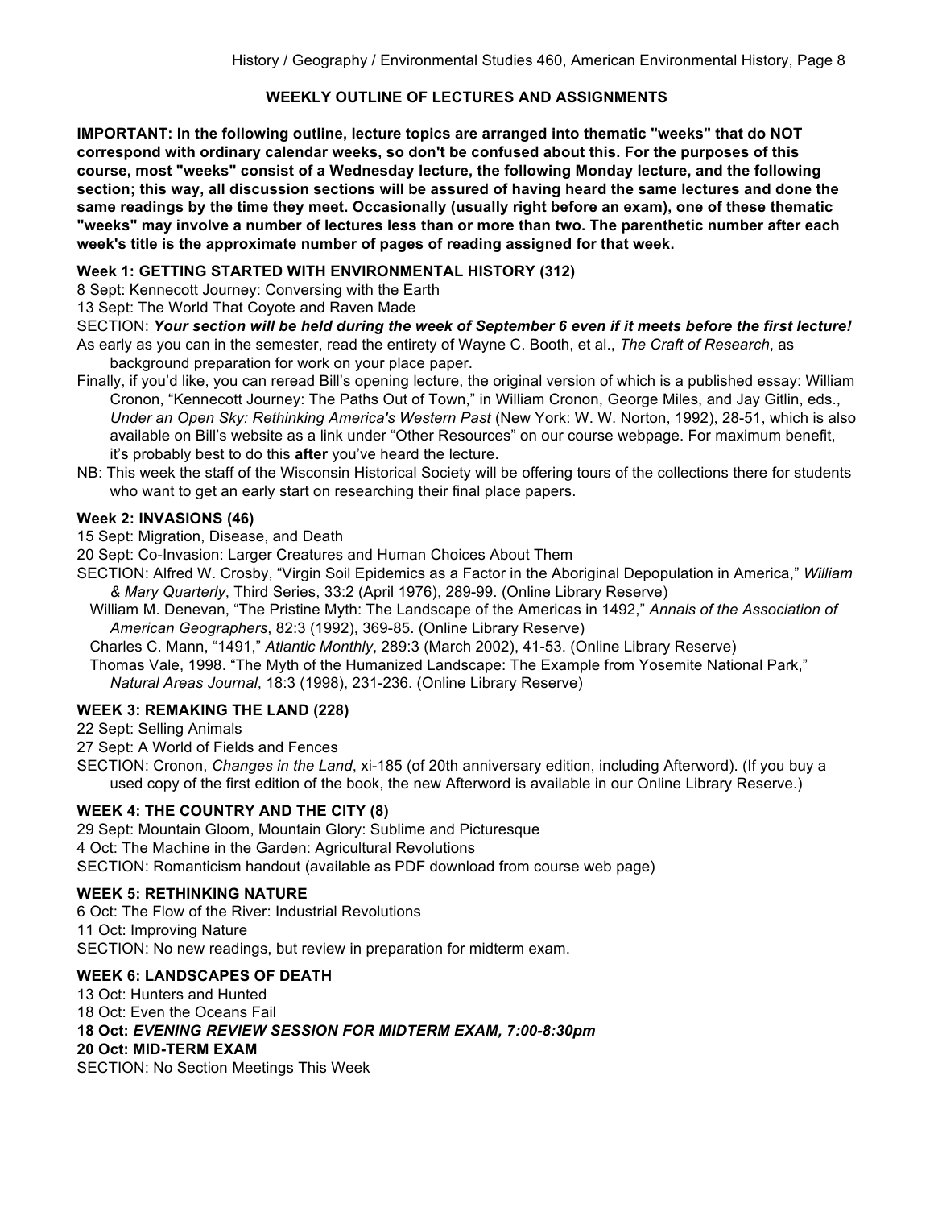## WEEKLY OUTLINE OF LECTURES AND ASSIGNMENTS

**IMPORTANT: In the following outline, lecture topics are arranged into thematic "weeks" that do NOT correspond with ordinary calendar weeks, so don't be confused about this. For the purposes of this course, most "weeks" consist of a Wednesday lecture, the following Monday lecture, and the following section; this way, all discussion sections will be assured of having heard the same lectures and done the same readings by the time they meet. Occasionally (usually right before an exam), one of these thematic "weeks" may involve a number of lectures less than or more than two. The parenthetic number after each week's title is the approximate number of pages of reading assigned for that week.**

### Week 1: GETTING STARTED WITH ENVIRONMENTAL HISTORY (312)

8 Sept: Kennecott Journey: Conversing with the Earth

13 Sept: The World That Coyote and Raven Made

SECTION: ***Your section will be held during the week of September 6 even if it meets before the first lecture!***

As early as you can in the semester, read the entirety of Wayne C. Booth, et al., *The Craft of Research*, as background preparation for work on your place paper.

Finally, if you'd like, you can reread Bill's opening lecture, the original version of which is a published essay: William Cronon, "Kennecott Journey: The Paths Out of Town," in William Cronon, George Miles, and Jay Gitlin, eds., *Under an Open Sky: Rethinking America's Western Past* (New York: W. W. Norton, 1992), 28-51, which is also available on Bill's website as a link under "Other Resources" on our course webpage. For maximum benefit, it's probably best to do this **after** you've heard the lecture.

NB: This week the staff of the Wisconsin Historical Society will be offering tours of the collections there for students who want to get an early start on researching their final place papers.

### Week 2: INVASIONS (46)

15 Sept: Migration, Disease, and Death

20 Sept: Co-Invasion: Larger Creatures and Human Choices About Them

SECTION: Alfred W. Crosby, "Virgin Soil Epidemics as a Factor in the Aboriginal Depopulation in America," *William & Mary Quarterly*, Third Series, 33:2 (April 1976), 289-99. (Online Library Reserve)

William M. Denevan, "The Pristine Myth: The Landscape of the Americas in 1492," *Annals of the Association of American Geographers*, 82:3 (1992), 369-85. (Online Library Reserve)

Charles C. Mann, "1491," *Atlantic Monthly*, 289:3 (March 2002), 41-53. (Online Library Reserve)

Thomas Vale, 1998. "The Myth of the Humanized Landscape: The Example from Yosemite National Park," *Natural Areas Journal*, 18:3 (1998), 231-236. (Online Library Reserve)

### WEEK 3: REMAKING THE LAND (228)

22 Sept: Selling Animals

27 Sept: A World of Fields and Fences

SECTION: Cronon, *Changes in the Land*, xi-185 (of 20th anniversary edition, including Afterword). (If you buy a used copy of the first edition of the book, the new Afterword is available in our Online Library Reserve.)

### WEEK 4: THE COUNTRY AND THE CITY (8)

29 Sept: Mountain Gloom, Mountain Glory: Sublime and Picturesque

4 Oct: The Machine in the Garden: Agricultural Revolutions

SECTION: Romanticism handout (available as PDF download from course web page)

### WEEK 5: RETHINKING NATURE

6 Oct: The Flow of the River: Industrial Revolutions

11 Oct: Improving Nature

SECTION: No new readings, but review in preparation for midterm exam.

### WEEK 6: LANDSCAPES OF DEATH

13 Oct: Hunters and Hunted

18 Oct: Even the Oceans Fail

**18 Oct: *EVENING REVIEW SESSION FOR MIDTERM EXAM, 7:00-8:30pm***

**20 Oct: MID-TERM EXAM**

SECTION: No Section Meetings This Week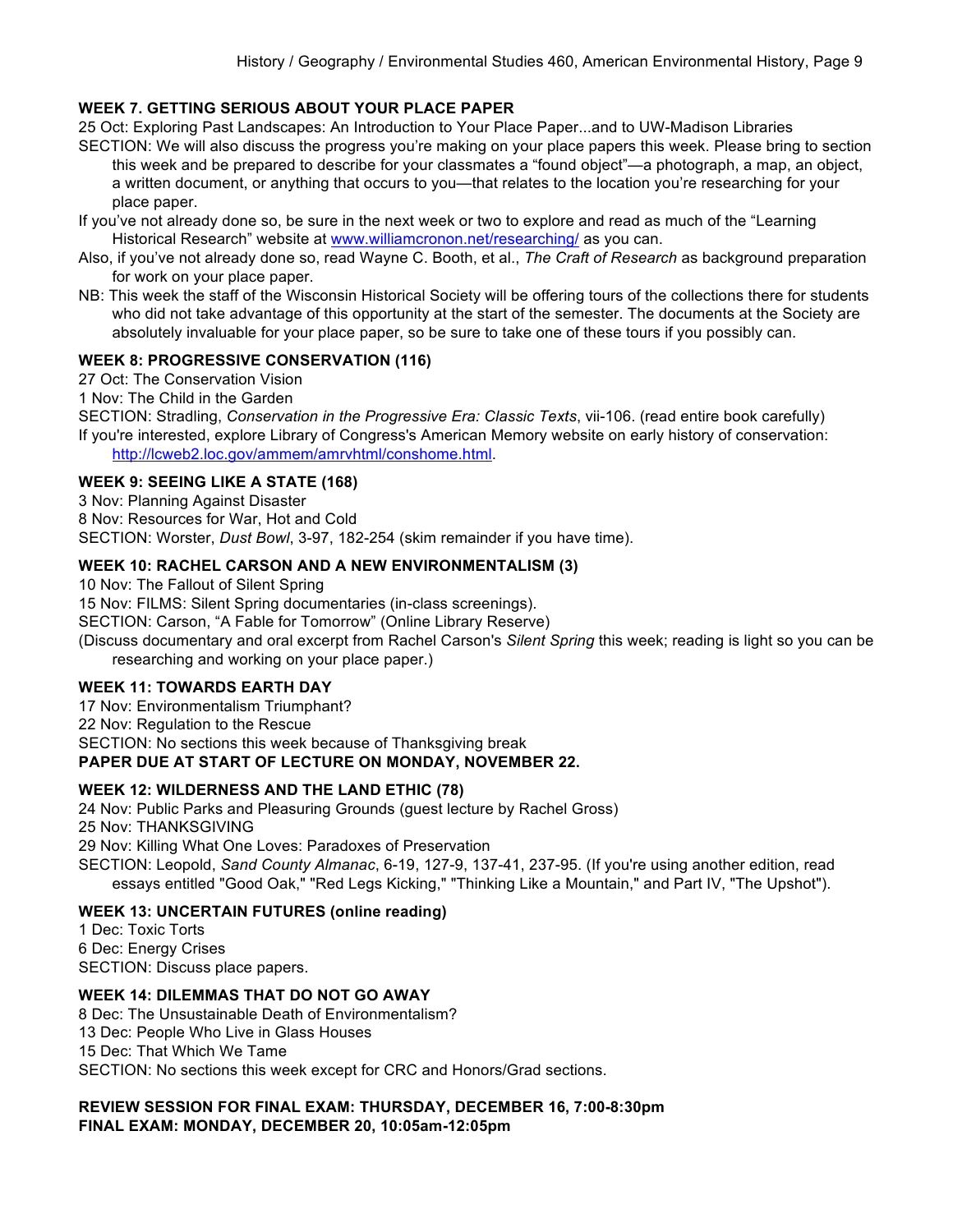**WEEK 7. GETTING SERIOUS ABOUT YOUR PLACE PAPER**

25 Oct: Exploring Past Landscapes: An Introduction to Your Place Paper...and to UW-Madison Libraries

SECTION: We will also discuss the progress you're making on your place papers this week. Please bring to section this week and be prepared to describe for your classmates a "found object"—a photograph, a map, an object, a written document, or anything that occurs to you—that relates to the location you're researching for your place paper.

If you've not already done so, be sure in the next week or two to explore and read as much of the "Learning Historical Research" website at [www.williamcronon.net/researching/](http://www.williamcronon.net/researching/) as you can.

Also, if you've not already done so, read Wayne C. Booth, et al., *The Craft of Research* as background preparation for work on your place paper.

NB: This week the staff of the Wisconsin Historical Society will be offering tours of the collections there for students who did not take advantage of this opportunity at the start of the semester. The documents at the Society are absolutely invaluable for your place paper, so be sure to take one of these tours if you possibly can.

**WEEK 8: PROGRESSIVE CONSERVATION (116)**

27 Oct: The Conservation Vision

1 Nov: The Child in the Garden

SECTION: Stradling, *Conservation in the Progressive Era: Classic Texts*, vii-106. (read entire book carefully)

If you're interested, explore Library of Congress's American Memory website on early history of conservation: [http://lcweb2.loc.gov/ammem/amrvhtml/conshome.html](http://lcweb2.loc.gov/ammem/amrvhtml/conshome.html).

**WEEK 9: SEEING LIKE A STATE (168)**

3 Nov: Planning Against Disaster

8 Nov: Resources for War, Hot and Cold

SECTION: Worster, *Dust Bowl*, 3-97, 182-254 (skim remainder if you have time).

**WEEK 10: RACHEL CARSON AND A NEW ENVIRONMENTALISM (3)**

10 Nov: The Fallout of Silent Spring

15 Nov: FILMS: Silent Spring documentaries (in-class screenings).

SECTION: Carson, "A Fable for Tomorrow" (Online Library Reserve)

(Discuss documentary and oral excerpt from Rachel Carson's *Silent Spring* this week; reading is light so you can be researching and working on your place paper.)

**WEEK 11: TOWARDS EARTH DAY**

17 Nov: Environmentalism Triumphant?

22 Nov: Regulation to the Rescue

SECTION: No sections this week because of Thanksgiving break

**PAPER DUE AT START OF LECTURE ON MONDAY, NOVEMBER 22.**

**WEEK 12: WILDERNESS AND THE LAND ETHIC (78)**

24 Nov: Public Parks and Pleasuring Grounds (guest lecture by Rachel Gross)

25 Nov: THANKSGIVING

29 Nov: Killing What One Loves: Paradoxes of Preservation

SECTION: Leopold, *Sand County Almanac*, 6-19, 127-9, 137-41, 237-95. (If you're using another edition, read essays entitled "Good Oak," "Red Legs Kicking," "Thinking Like a Mountain," and Part IV, "The Upshot").

**WEEK 13: UNCERTAIN FUTURES (online reading)**

1 Dec: Toxic Torts

6 Dec: Energy Crises

SECTION: Discuss place papers.

**WEEK 14: DILEMMAS THAT DO NOT GO AWAY**

8 Dec: The Unsustainable Death of Environmentalism?

13 Dec: People Who Live in Glass Houses

15 Dec: That Which We Tame

SECTION: No sections this week except for CRC and Honors/Grad sections.

**REVIEW SESSION FOR FINAL EXAM: THURSDAY, DECEMBER 16, 7:00-8:30pm**

**FINAL EXAM: MONDAY, DECEMBER 20, 10:05am-12:05pm**